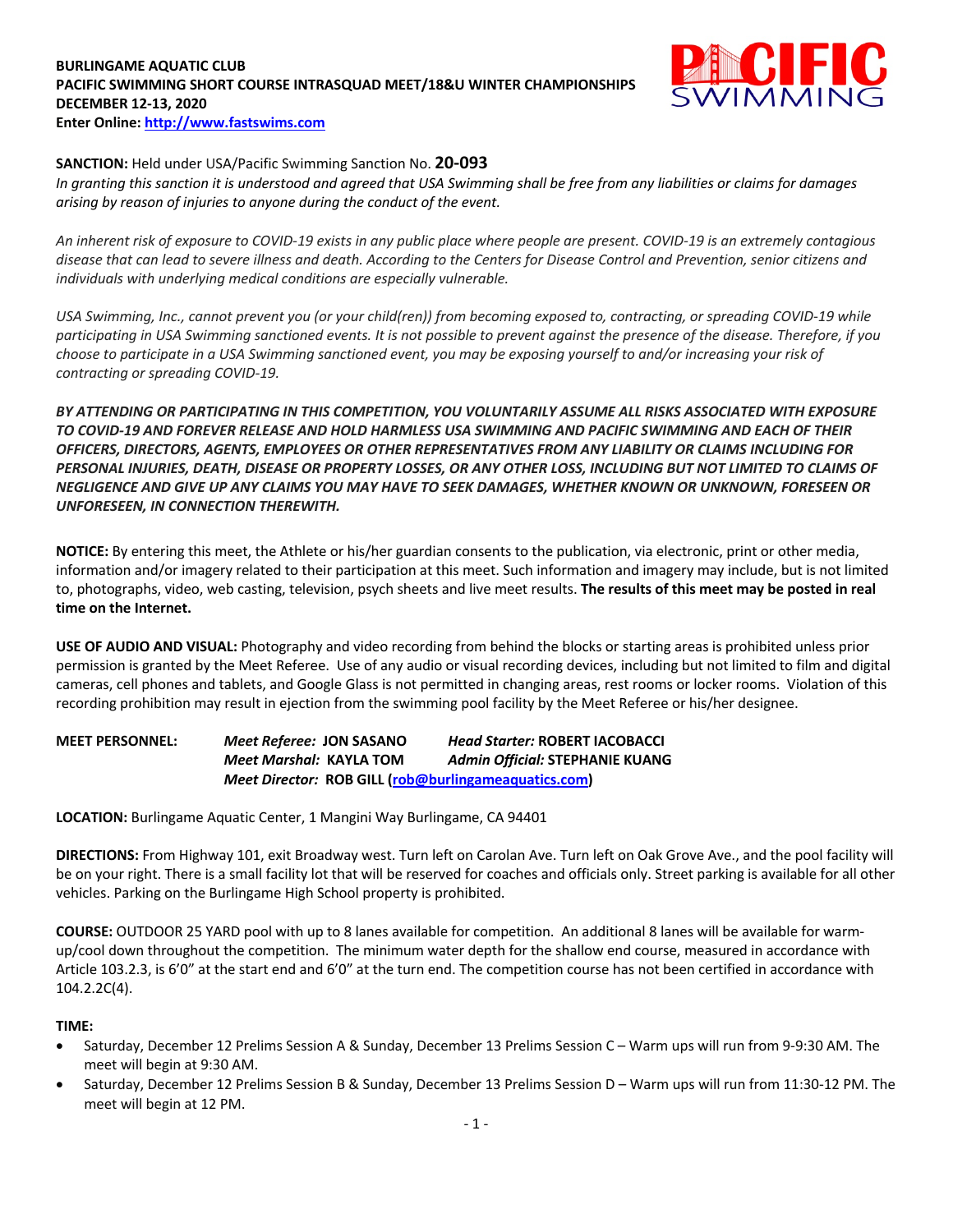**BURLINGAME AQUATIC CLUB**
**PACIFIC SWIMMING SHORT COURSE INTRASQUAD MEET/18&U WINTER CHAMPIONSHIPS**
**DECEMBER 12-13, 2020**
**Enter Online: [http://www.fastswims.com](http://www.fastswims.com)**

**SANCTION:** Held under USA/Pacific Swimming Sanction No. **20-093**
*In granting this sanction it is understood and agreed that USA Swimming shall be free from any liabilities or claims for damages arising by reason of injuries to anyone during the conduct of the event.*

*An inherent risk of exposure to COVID-19 exists in any public place where people are present. COVID-19 is an extremely contagious disease that can lead to severe illness and death. According to the Centers for Disease Control and Prevention, senior citizens and individuals with underlying medical conditions are especially vulnerable.*

*USA Swimming, Inc., cannot prevent you (or your child(ren)) from becoming exposed to, contracting, or spreading COVID-19 while participating in USA Swimming sanctioned events. It is not possible to prevent against the presence of the disease. Therefore, if you choose to participate in a USA Swimming sanctioned event, you may be exposing yourself to and/or increasing your risk of contracting or spreading COVID-19.*

***BY ATTENDING OR PARTICIPATING IN THIS COMPETITION, YOU VOLUNTARILY ASSUME ALL RISKS ASSOCIATED WITH EXPOSURE TO COVID-19 AND FOREVER RELEASE AND HOLD HARMLESS USA SWIMMING AND PACIFIC SWIMMING AND EACH OF THEIR OFFICERS, DIRECTORS, AGENTS, EMPLOYEES OR OTHER REPRESENTATIVES FROM ANY LIABILITY OR CLAIMS INCLUDING FOR PERSONAL INJURIES, DEATH, DISEASE OR PROPERTY LOSSES, OR ANY OTHER LOSS, INCLUDING BUT NOT LIMITED TO CLAIMS OF NEGLIGENCE AND GIVE UP ANY CLAIMS YOU MAY HAVE TO SEEK DAMAGES, WHETHER KNOWN OR UNKNOWN, FORESEEN OR UNFORESEEN, IN CONNECTION THEREWITH.***

**NOTICE:** By entering this meet, the Athlete or his/her guardian consents to the publication, via electronic, print or other media, information and/or imagery related to their participation at this meet. Such information and imagery may include, but is not limited to, photographs, video, web casting, television, psych sheets and live meet results. **The results of this meet may be posted in real time on the Internet.**

**USE OF AUDIO AND VISUAL:** Photography and video recording from behind the blocks or starting areas is prohibited unless prior permission is granted by the Meet Referee. Use of any audio or visual recording devices, including but not limited to film and digital cameras, cell phones and tablets, and Google Glass is not permitted in changing areas, rest rooms or locker rooms. Violation of this recording prohibition may result in ejection from the swimming pool facility by the Meet Referee or his/her designee.

**MEET PERSONNEL:**
***Meet Referee:*** **JON SASANO** — ***Head Starter:*** **ROBERT IACOBACCI**
***Meet Marshal:*** **KAYLA TOM** — ***Admin Official:*** **STEPHANIE KUANG**
***Meet Director:*** **ROB GILL ([rob@burlingameaquatics.com](mailto:rob@burlingameaquatics.com))**

**LOCATION:** Burlingame Aquatic Center, 1 Mangini Way Burlingame, CA 94401

**DIRECTIONS:** From Highway 101, exit Broadway west. Turn left on Carolan Ave. Turn left on Oak Grove Ave., and the pool facility will be on your right. There is a small facility lot that will be reserved for coaches and officials only. Street parking is available for all other vehicles. Parking on the Burlingame High School property is prohibited.

**COURSE:** OUTDOOR 25 YARD pool with up to 8 lanes available for competition. An additional 8 lanes will be available for warm-up/cool down throughout the competition. The minimum water depth for the shallow end course, measured in accordance with Article 103.2.3, is 6'0" at the start end and 6'0" at the turn end. The competition course has not been certified in accordance with 104.2.2C(4).

**TIME:**

- Saturday, December 12 Prelims Session A & Sunday, December 13 Prelims Session C – Warm ups will run from 9-9:30 AM. The meet will begin at 9:30 AM.
- Saturday, December 12 Prelims Session B & Sunday, December 13 Prelims Session D – Warm ups will run from 11:30-12 PM. The meet will begin at 12 PM.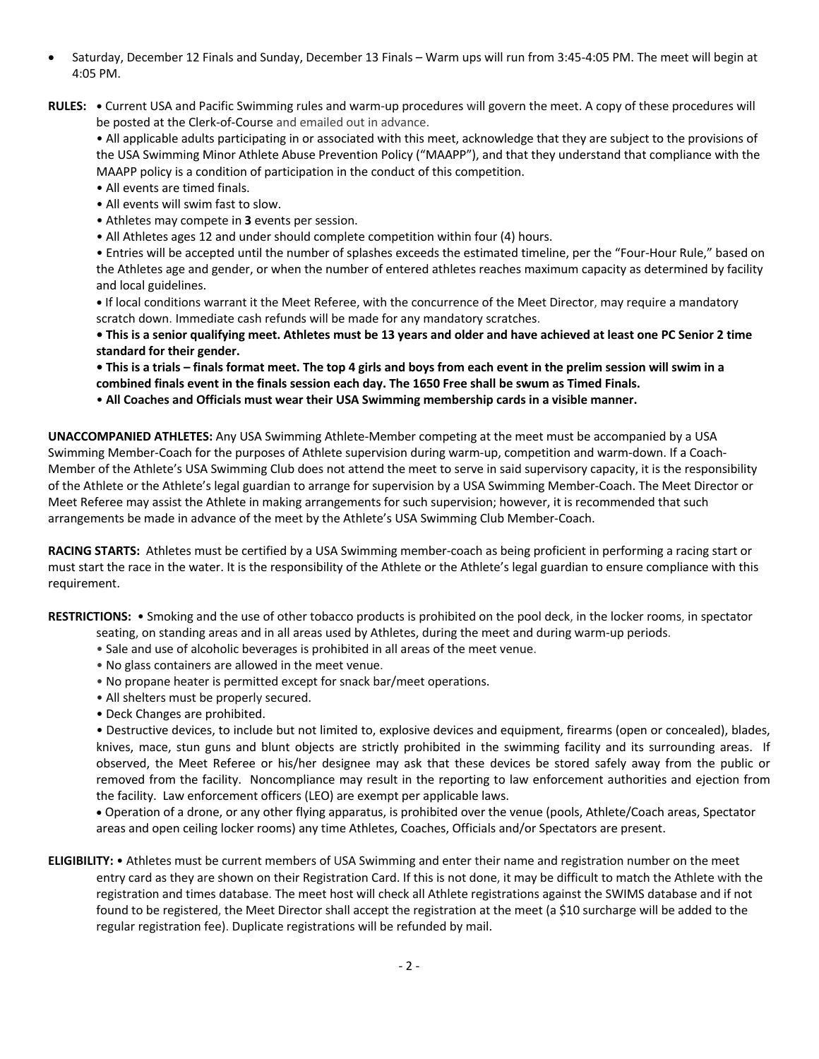- Saturday, December 12 Finals and Sunday, December 13 Finals – Warm ups will run from 3:45-4:05 PM. The meet will begin at 4:05 PM.

**RULES:** • Current USA and Pacific Swimming rules and warm-up procedures will govern the meet. A copy of these procedures will be posted at the Clerk-of-Course and emailed out in advance.

• All applicable adults participating in or associated with this meet, acknowledge that they are subject to the provisions of the USA Swimming Minor Athlete Abuse Prevention Policy ("MAAPP"), and that they understand that compliance with the MAAPP policy is a condition of participation in the conduct of this competition.

• All events are timed finals.

• All events will swim fast to slow.

• Athletes may compete in **3** events per session.

• All Athletes ages 12 and under should complete competition within four (4) hours.

• Entries will be accepted until the number of splashes exceeds the estimated timeline, per the "Four-Hour Rule," based on the Athletes age and gender, or when the number of entered athletes reaches maximum capacity as determined by facility and local guidelines.

• If local conditions warrant it the Meet Referee, with the concurrence of the Meet Director, may require a mandatory scratch down. Immediate cash refunds will be made for any mandatory scratches.

**• This is a senior qualifying meet. Athletes must be 13 years and older and have achieved at least one PC Senior 2 time standard for their gender.**

**• This is a trials – finals format meet. The top 4 girls and boys from each event in the prelim session will swim in a combined finals event in the finals session each day. The 1650 Free shall be swum as Timed Finals.**

**• All Coaches and Officials must wear their USA Swimming membership cards in a visible manner.**

**UNACCOMPANIED ATHLETES:** Any USA Swimming Athlete-Member competing at the meet must be accompanied by a USA Swimming Member-Coach for the purposes of Athlete supervision during warm-up, competition and warm-down. If a Coach-Member of the Athlete's USA Swimming Club does not attend the meet to serve in said supervisory capacity, it is the responsibility of the Athlete or the Athlete's legal guardian to arrange for supervision by a USA Swimming Member-Coach. The Meet Director or Meet Referee may assist the Athlete in making arrangements for such supervision; however, it is recommended that such arrangements be made in advance of the meet by the Athlete's USA Swimming Club Member-Coach.

**RACING STARTS:** Athletes must be certified by a USA Swimming member-coach as being proficient in performing a racing start or must start the race in the water. It is the responsibility of the Athlete or the Athlete's legal guardian to ensure compliance with this requirement.

**RESTRICTIONS:** • Smoking and the use of other tobacco products is prohibited on the pool deck, in the locker rooms, in spectator seating, on standing areas and in all areas used by Athletes, during the meet and during warm-up periods.

• Sale and use of alcoholic beverages is prohibited in all areas of the meet venue.

• No glass containers are allowed in the meet venue.

• No propane heater is permitted except for snack bar/meet operations.

• All shelters must be properly secured.

• Deck Changes are prohibited.

• Destructive devices, to include but not limited to, explosive devices and equipment, firearms (open or concealed), blades, knives, mace, stun guns and blunt objects are strictly prohibited in the swimming facility and its surrounding areas. If observed, the Meet Referee or his/her designee may ask that these devices be stored safely away from the public or removed from the facility. Noncompliance may result in the reporting to law enforcement authorities and ejection from the facility. Law enforcement officers (LEO) are exempt per applicable laws.

• Operation of a drone, or any other flying apparatus, is prohibited over the venue (pools, Athlete/Coach areas, Spectator areas and open ceiling locker rooms) any time Athletes, Coaches, Officials and/or Spectators are present.

**ELIGIBILITY:** • Athletes must be current members of USA Swimming and enter their name and registration number on the meet entry card as they are shown on their Registration Card. If this is not done, it may be difficult to match the Athlete with the registration and times database. The meet host will check all Athlete registrations against the SWIMS database and if not found to be registered, the Meet Director shall accept the registration at the meet (a $10 surcharge will be added to the regular registration fee). Duplicate registrations will be refunded by mail.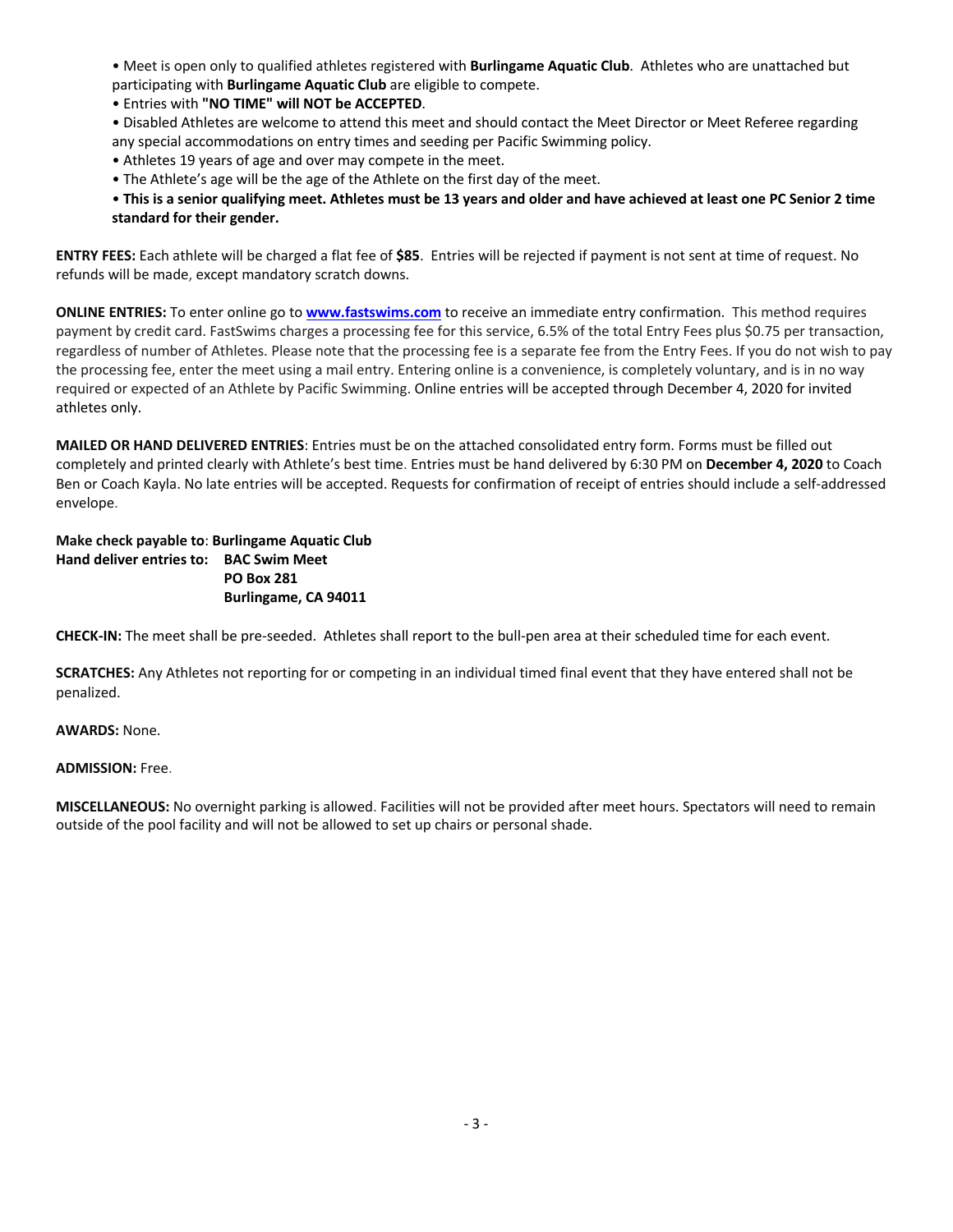- Meet is open only to qualified athletes registered with **Burlingame Aquatic Club**. Athletes who are unattached but participating with **Burlingame Aquatic Club** are eligible to compete.
- Entries with **"NO TIME" will NOT be ACCEPTED**.
- Disabled Athletes are welcome to attend this meet and should contact the Meet Director or Meet Referee regarding any special accommodations on entry times and seeding per Pacific Swimming policy.
- Athletes 19 years of age and over may compete in the meet.
- The Athlete's age will be the age of the Athlete on the first day of the meet.
- **This is a senior qualifying meet. Athletes must be 13 years and older and have achieved at least one PC Senior 2 time standard for their gender.**

**ENTRY FEES:** Each athlete will be charged a flat fee of **$85**. Entries will be rejected if payment is not sent at time of request. No refunds will be made, except mandatory scratch downs.

**ONLINE ENTRIES:** To enter online go to **www.fastswims.com** to receive an immediate entry confirmation. This method requires payment by credit card. FastSwims charges a processing fee for this service, 6.5% of the total Entry Fees plus $0.75 per transaction, regardless of number of Athletes. Please note that the processing fee is a separate fee from the Entry Fees. If you do not wish to pay the processing fee, enter the meet using a mail entry. Entering online is a convenience, is completely voluntary, and is in no way required or expected of an Athlete by Pacific Swimming. Online entries will be accepted through December 4, 2020 for invited athletes only.

**MAILED OR HAND DELIVERED ENTRIES**: Entries must be on the attached consolidated entry form. Forms must be filled out completely and printed clearly with Athlete's best time. Entries must be hand delivered by 6:30 PM on **December 4, 2020** to Coach Ben or Coach Kayla. No late entries will be accepted. Requests for confirmation of receipt of entries should include a self-addressed envelope.

**Make check payable to**: **Burlingame Aquatic Club**
**Hand deliver entries to: BAC Swim Meet**
**PO Box 281**
**Burlingame, CA 94011**

**CHECK-IN:** The meet shall be pre-seeded. Athletes shall report to the bull-pen area at their scheduled time for each event.

**SCRATCHES:** Any Athletes not reporting for or competing in an individual timed final event that they have entered shall not be penalized.

**AWARDS:** None.

**ADMISSION:** Free.

**MISCELLANEOUS:** No overnight parking is allowed. Facilities will not be provided after meet hours. Spectators will need to remain outside of the pool facility and will not be allowed to set up chairs or personal shade.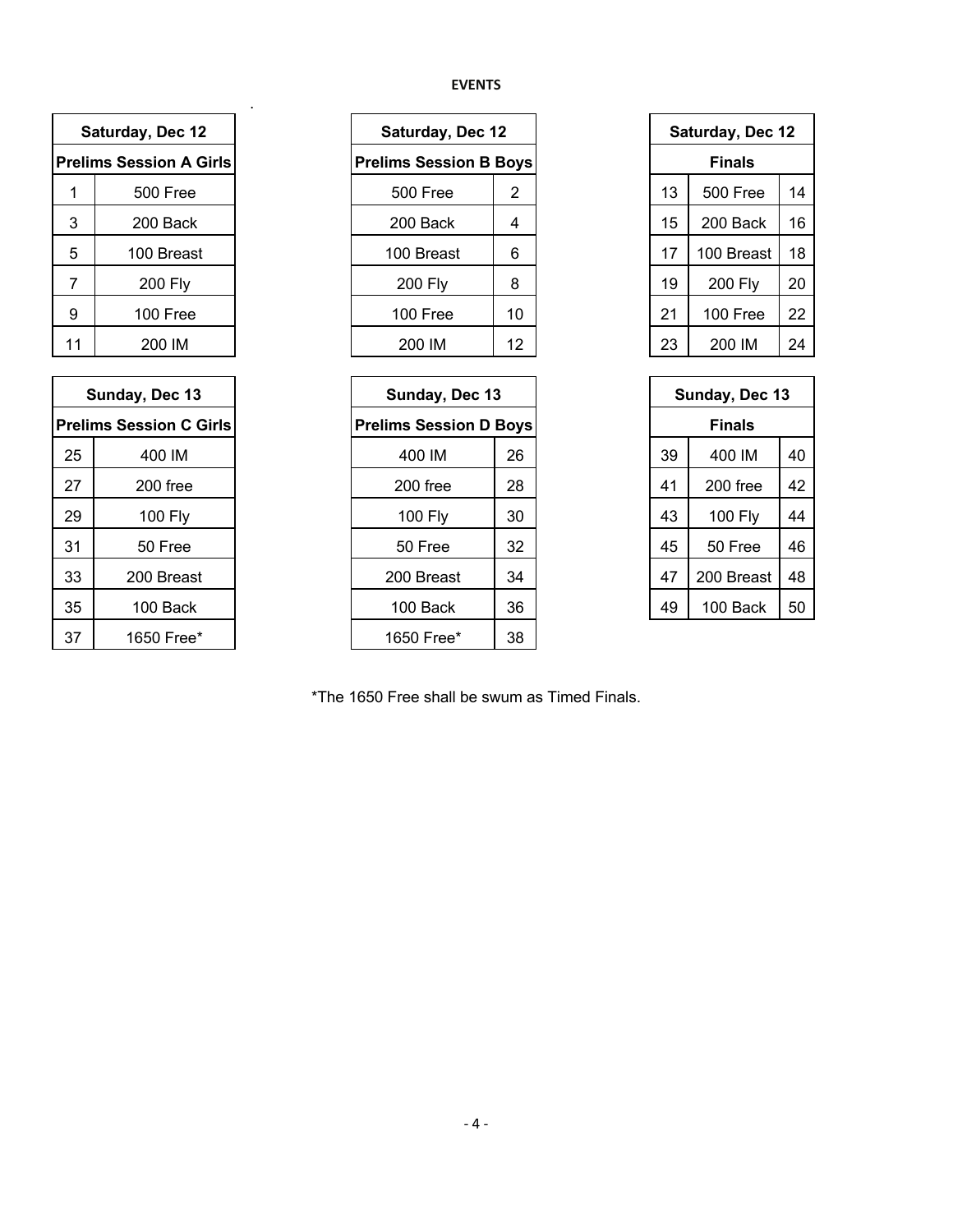## EVENTS

| Saturday, Dec 12 | |
|---|---|
| **Prelims Session A Girls** | |
| 1 | 500 Free |
| 3 | 200 Back |
| 5 | 100 Breast |
| 7 | 200 Fly |
| 9 | 100 Free |
| 11 | 200 IM |

| Saturday, Dec 12 | |
|---|---|
| **Prelims Session B Boys** | |
| 500 Free | 2 |
| 200 Back | 4 |
| 100 Breast | 6 |
| 200 Fly | 8 |
| 100 Free | 10 |
| 200 IM | 12 |

| Saturday, Dec 12 | | |
|---|---|---|
| | **Finals** | |
| 13 | 500 Free | 14 |
| 15 | 200 Back | 16 |
| 17 | 100 Breast | 18 |
| 19 | 200 Fly | 20 |
| 21 | 100 Free | 22 |
| 23 | 200 IM | 24 |

| Sunday, Dec 13 | |
|---|---|
| **Prelims Session C Girls** | |
| 25 | 400 IM |
| 27 | 200 free |
| 29 | 100 Fly |
| 31 | 50 Free |
| 33 | 200 Breast |
| 35 | 100 Back |
| 37 | 1650 Free* |

| Sunday, Dec 13 | |
|---|---|
| **Prelims Session D Boys** | |
| 400 IM | 26 |
| 200 free | 28 |
| 100 Fly | 30 |
| 50 Free | 32 |
| 200 Breast | 34 |
| 100 Back | 36 |
| 1650 Free* | 38 |

| Sunday, Dec 13 | | |
|---|---|---|
| | **Finals** | |
| 39 | 400 IM | 40 |
| 41 | 200 free | 42 |
| 43 | 100 Fly | 44 |
| 45 | 50 Free | 46 |
| 47 | 200 Breast | 48 |
| 49 | 100 Back | 50 |

*The 1650 Free shall be swum as Timed Finals.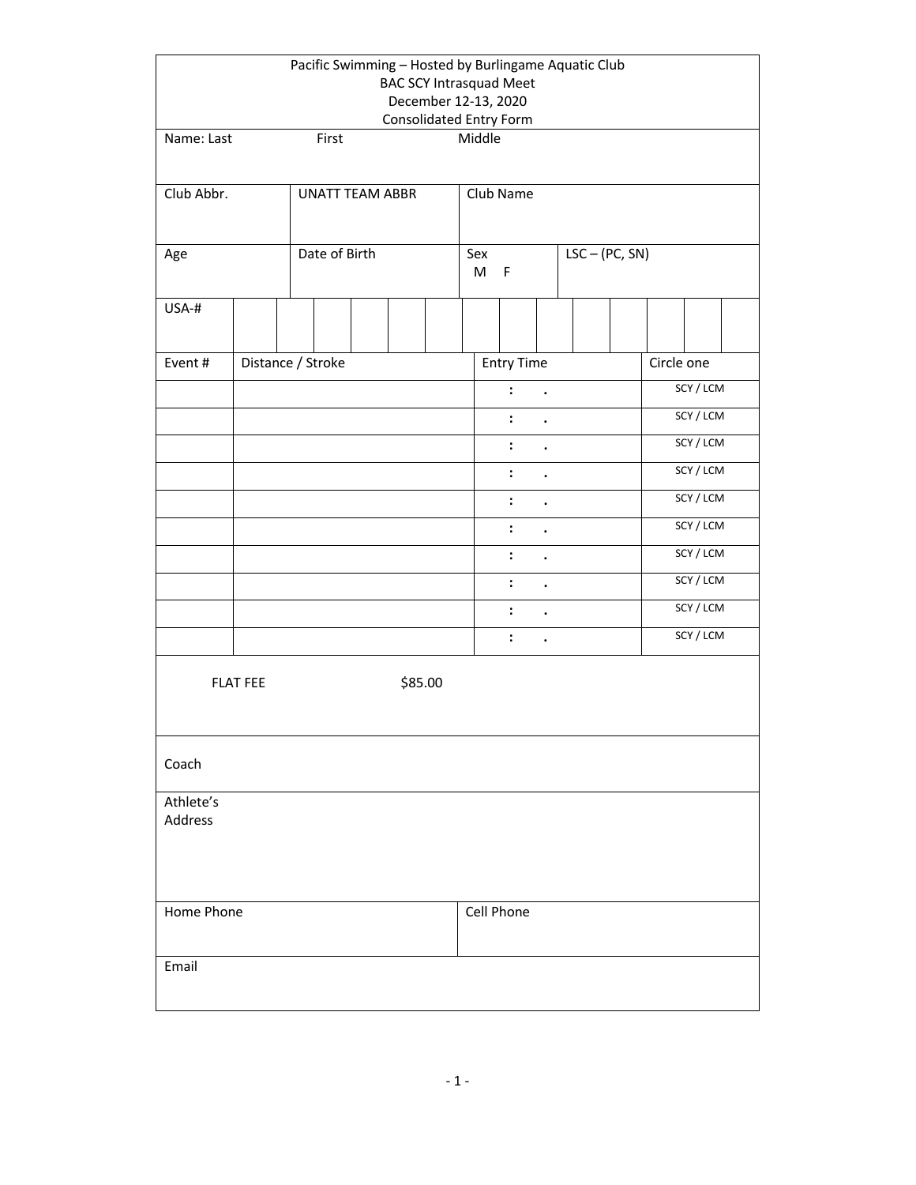Pacific Swimming – Hosted by Burlingame Aquatic Club
BAC SCY Intrasquad Meet
December 12-13, 2020
Consolidated Entry Form

| Name: Last | First | Middle |
|---|---|---|
| | | |

| Club Abbr. | UNATT TEAM ABBR | Club Name | |
|---|---|---|---|
| Age | Date of Birth | Sex M F | LSC – (PC, SN) |

| USA-# | | | | | | | | | | | | | | |
|---|---|---|---|---|---|---|---|---|---|---|---|---|---|---|
| | | | | | | | | | | | | | | |

| Event # | Distance / Stroke | Entry Time | Circle one |
|---|---|---|---|
| | | : . | SCY / LCM |
| | | : . | SCY / LCM |
| | | : . | SCY / LCM |
| | | : . | SCY / LCM |
| | | : . | SCY / LCM |
| | | : . | SCY / LCM |
| | | : . | SCY / LCM |
| | | : . | SCY / LCM |
| | | : . | SCY / LCM |
| | | : . | SCY / LCM |

FLAT FEE $85.00

Coach

Athlete's Address

| Home Phone | Cell Phone |
|---|---|
| | |

Email